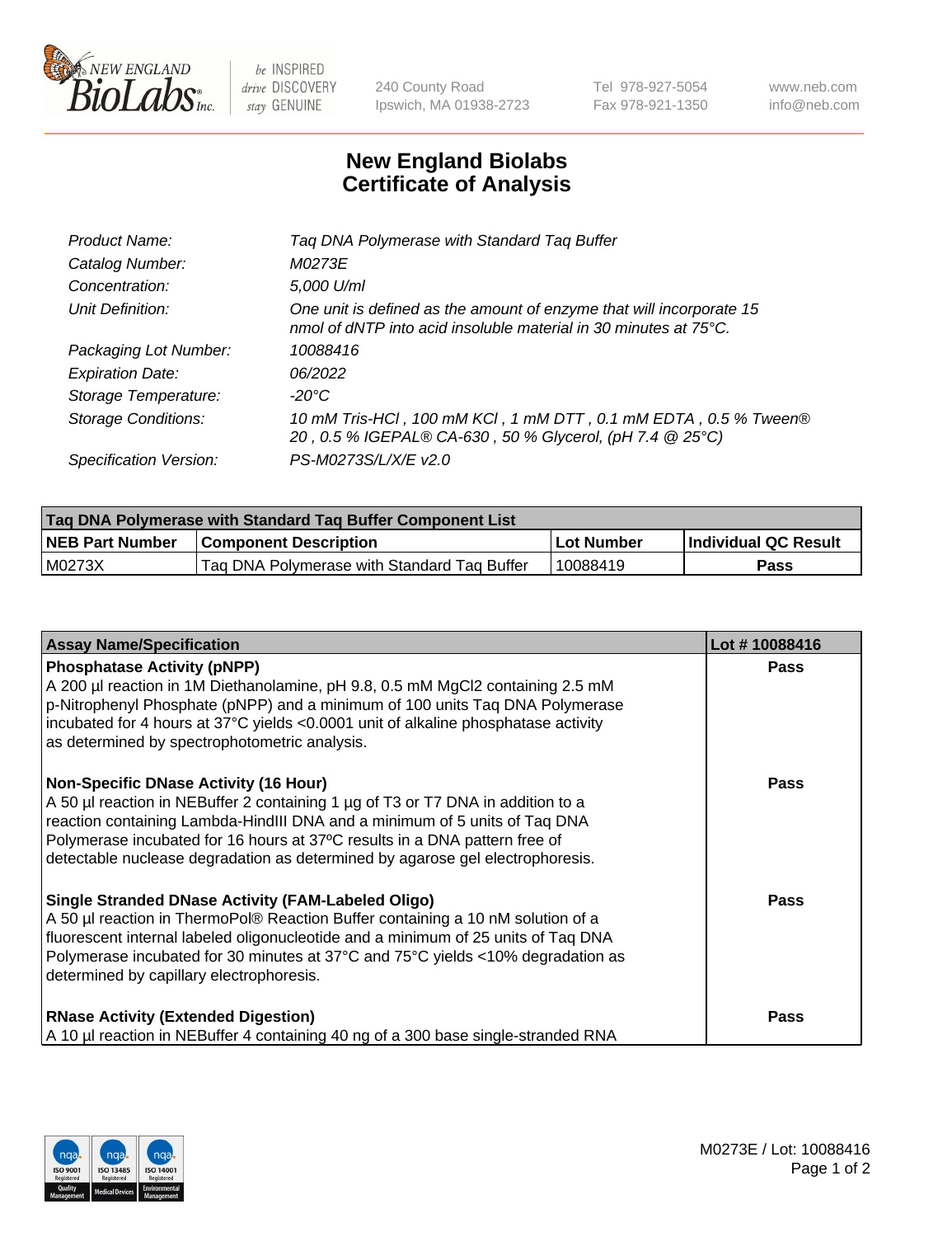# New England Biolabs Certificate of Analysis

| | |
|---|---|
| Product Name: | Taq DNA Polymerase with Standard Taq Buffer |
| Catalog Number: | M0273E |
| Concentration: | 5,000 U/ml |
| Unit Definition: | One unit is defined as the amount of enzyme that will incorporate 15 nmol of dNTP into acid insoluble material in 30 minutes at 75°C. |
| Packaging Lot Number: | 10088416 |
| Expiration Date: | 06/2022 |
| Storage Temperature: | -20°C |
| Storage Conditions: | 10 mM Tris-HCl , 100 mM KCl , 1 mM DTT , 0.1 mM EDTA , 0.5 % Tween® 20 , 0.5 % IGEPAL® CA-630 , 50 % Glycerol, (pH 7.4 @ 25°C) |
| Specification Version: | PS-M0273S/L/X/E v2.0 |

| Taq DNA Polymerase with Standard Taq Buffer Component List | | | |
|---|---|---|---|
| **NEB Part Number** | **Component Description** | **Lot Number** | **Individual QC Result** |
| M0273X | Taq DNA Polymerase with Standard Taq Buffer | 10088419 | Pass |

| Assay Name/Specification | Lot # 10088416 |
|---|---|
| **Phosphatase Activity (pNPP)**<br>A 200 µl reaction in 1M Diethanolamine, pH 9.8, 0.5 mM $MgCl_2$ containing 2.5 mM p-Nitrophenyl Phosphate (pNPP) and a minimum of 100 units Taq DNA Polymerase incubated for 4 hours at 37°C yields <0.0001 unit of alkaline phosphatase activity as determined by spectrophotometric analysis. | Pass |
| **Non-Specific DNase Activity (16 Hour)**<br>A 50 µl reaction in NEBuffer 2 containing 1 µg of T3 or T7 DNA in addition to a reaction containing Lambda-HindIII DNA and a minimum of 5 units of Taq DNA Polymerase incubated for 16 hours at 37ºC results in a DNA pattern free of detectable nuclease degradation as determined by agarose gel electrophoresis. | Pass |
| **Single Stranded DNase Activity (FAM-Labeled Oligo)**<br>A 50 µl reaction in ThermoPol® Reaction Buffer containing a 10 nM solution of a fluorescent internal labeled oligonucleotide and a minimum of 25 units of Taq DNA Polymerase incubated for 30 minutes at 37°C and 75°C yields <10% degradation as determined by capillary electrophoresis. | Pass |
| **RNase Activity (Extended Digestion)**<br>A 10 µl reaction in NEBuffer 4 containing 40 ng of a 300 base single-stranded RNA | Pass |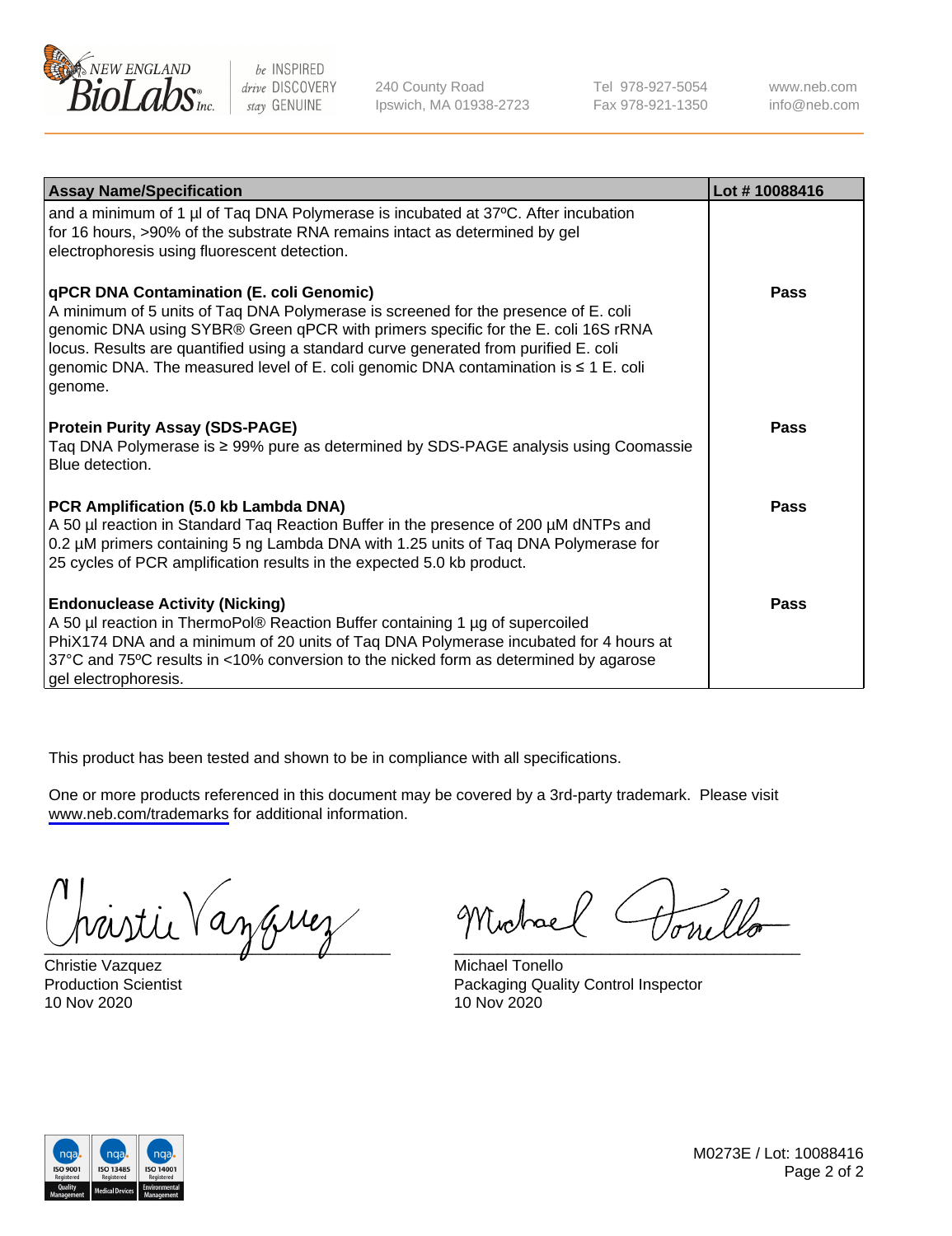| Assay Name/Specification | Lot # 10088416 |
|---|---|
| and a minimum of 1 µl of Taq DNA Polymerase is incubated at 37ºC. After incubation for 16 hours, >90% of the substrate RNA remains intact as determined by gel electrophoresis using fluorescent detection. | |
| **qPCR DNA Contamination (E. coli Genomic)**<br>A minimum of 5 units of Taq DNA Polymerase is screened for the presence of E. coli genomic DNA using SYBR® Green qPCR with primers specific for the E. coli 16S rRNA locus. Results are quantified using a standard curve generated from purified E. coli genomic DNA. The measured level of E. coli genomic DNA contamination is ≤ 1 E. coli genome. | **Pass** |
| **Protein Purity Assay (SDS-PAGE)**<br>Taq DNA Polymerase is ≥ 99% pure as determined by SDS-PAGE analysis using Coomassie Blue detection. | **Pass** |
| **PCR Amplification (5.0 kb Lambda DNA)**<br>A 50 µl reaction in Standard Taq Reaction Buffer in the presence of 200 µM dNTPs and 0.2 µM primers containing 5 ng Lambda DNA with 1.25 units of Taq DNA Polymerase for 25 cycles of PCR amplification results in the expected 5.0 kb product. | **Pass** |
| **Endonuclease Activity (Nicking)**<br>A 50 µl reaction in ThermoPol® Reaction Buffer containing 1 µg of supercoiled PhiX174 DNA and a minimum of 20 units of Taq DNA Polymerase incubated for 4 hours at 37°C and 75ºC results in <10% conversion to the nicked form as determined by agarose gel electrophoresis. | **Pass** |

This product has been tested and shown to be in compliance with all specifications.

One or more products referenced in this document may be covered by a 3rd-party trademark. Please visit www.neb.com/trademarks for additional information.

Christie Vazquez
Production Scientist
10 Nov 2020

Michael Tonello
Packaging Quality Control Inspector
10 Nov 2020

M0273E / Lot: 10088416